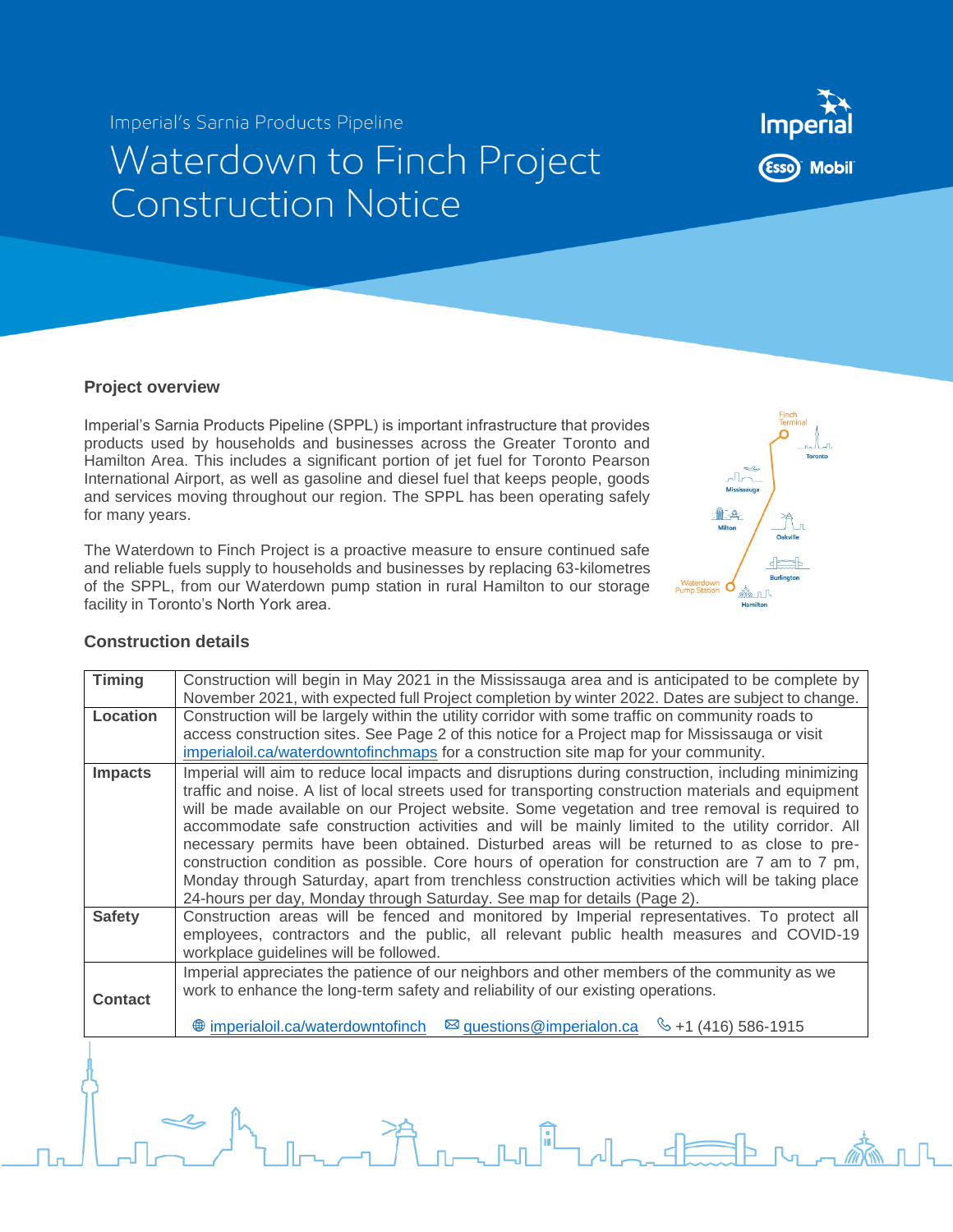Imperial's Sarnia Products Pipeline

# Waterdown to Finch Project Construction Notice

## Project overview

Imperial's Sarnia Products Pipeline (SPPL) is important infrastructure that provides products used by households and businesses across the Greater Toronto and Hamilton Area. This includes a significant portion of jet fuel for Toronto Pearson International Airport, as well as gasoline and diesel fuel that keeps people, goods and services moving throughout our region. The SPPL has been operating safely for many years.

The Waterdown to Finch Project is a proactive measure to ensure continued safe and reliable fuels supply to households and businesses by replacing 63-kilometres of the SPPL, from our Waterdown pump station in rural Hamilton to our storage facility in Toronto's North York area.

## Construction details

| | |
|---|---|
| **Timing** | Construction will begin in May 2021 in the Mississauga area and is anticipated to be complete by November 2021, with expected full Project completion by winter 2022. Dates are subject to change. |
| **Location** | Construction will be largely within the utility corridor with some traffic on community roads to access construction sites. See Page 2 of this notice for a Project map for Mississauga or visit imperialoil.ca/waterdowntofinchmaps for a construction site map for your community. |
| **Impacts** | Imperial will aim to reduce local impacts and disruptions during construction, including minimizing traffic and noise. A list of local streets used for transporting construction materials and equipment will be made available on our Project website. Some vegetation and tree removal is required to accommodate safe construction activities and will be mainly limited to the utility corridor. All necessary permits have been obtained. Disturbed areas will be returned to as close to pre-construction condition as possible. Core hours of operation for construction are 7 am to 7 pm, Monday through Saturday, apart from trenchless construction activities which will be taking place 24-hours per day, Monday through Saturday. See map for details (Page 2). |
| **Safety** | Construction areas will be fenced and monitored by Imperial representatives. To protect all employees, contractors and the public, all relevant public health measures and COVID-19 workplace guidelines will be followed. |
| **Contact** | Imperial appreciates the patience of our neighbors and other members of the community as we work to enhance the long-term safety and reliability of our existing operations. imperialoil.ca/waterdowntofinch questions@imperialon.ca +1 (416) 586-1915 |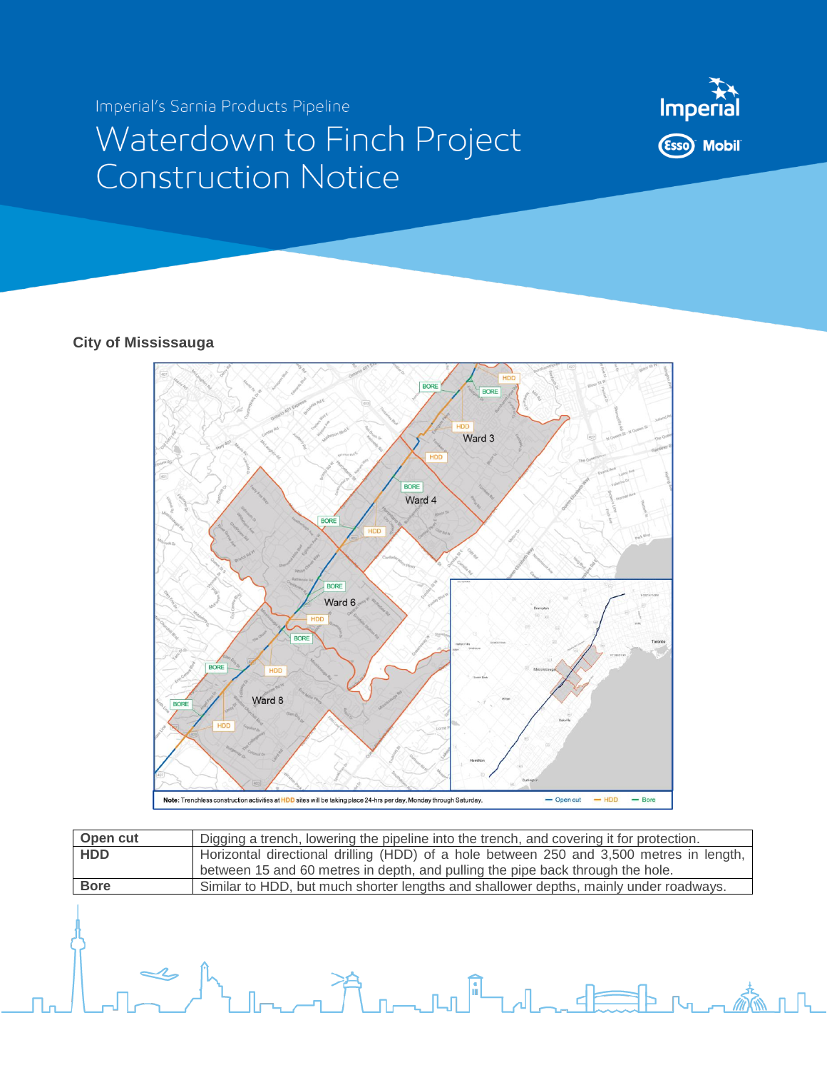Imperial's Sarnia Products Pipeline

# Waterdown to Finch Project Construction Notice

## City of Mississauga

BORE

HDD

BORE

HDD

Ward 3

HDD

BORE

Ward 4

BORE

HDD

BORE

Ward 6

HDD

BORE

BORE

HDD

Ward 8

BORE

HDD

**Note:** Trenchless construction activities at HDD sites will be taking place 24-hrs per day, Monday through Saturday.

— Open cut — HDD — Bore

| | |
|---|---|
| **Open cut** | Digging a trench, lowering the pipeline into the trench, and covering it for protection. |
| **HDD** | Horizontal directional drilling (HDD) of a hole between 250 and 3,500 metres in length, between 15 and 60 metres in depth, and pulling the pipe back through the hole. |
| **Bore** | Similar to HDD, but much shorter lengths and shallower depths, mainly under roadways. |